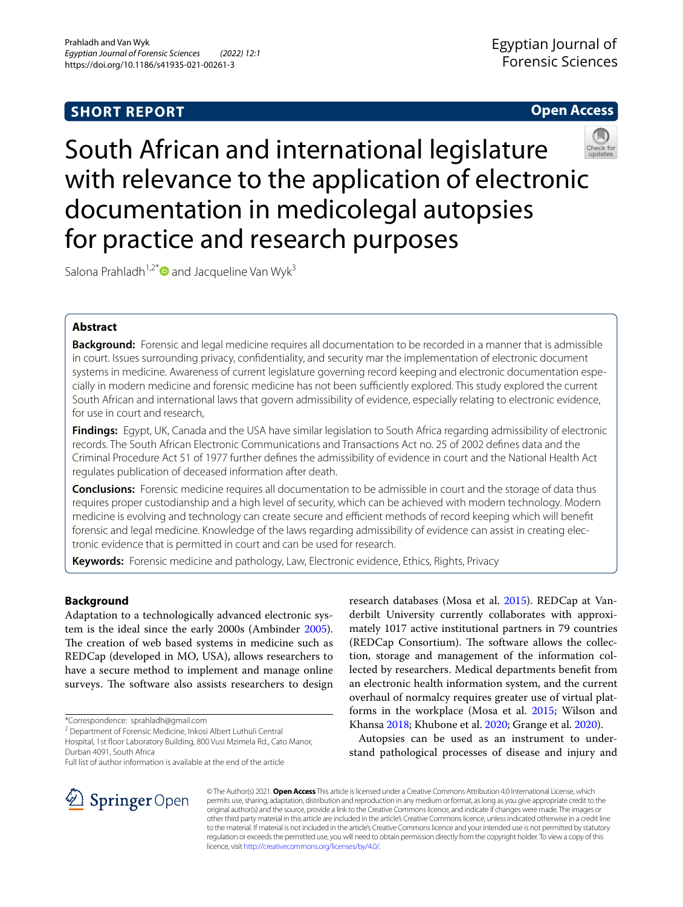SHORT REPORT

Open Access

# South African and international legislature with relevance to the application of electronic documentation in medicolegal autopsies for practice and research purposes

Salona Prahladh[1,2*] and Jacqueline Van Wyk[3]

## Abstract

**Background:** Forensic and legal medicine requires all documentation to be recorded in a manner that is admissible in court. Issues surrounding privacy, confidentiality, and security mar the implementation of electronic document systems in medicine. Awareness of current legislature governing record keeping and electronic documentation especially in modern medicine and forensic medicine has not been sufficiently explored. This study explored the current South African and international laws that govern admissibility of evidence, especially relating to electronic evidence, for use in court and research,

**Findings:** Egypt, UK, Canada and the USA have similar legislation to South Africa regarding admissibility of electronic records. The South African Electronic Communications and Transactions Act no. 25 of 2002 defines data and the Criminal Procedure Act 51 of 1977 further defines the admissibility of evidence in court and the National Health Act regulates publication of deceased information after death.

**Conclusions:** Forensic medicine requires all documentation to be admissible in court and the storage of data thus requires proper custodianship and a high level of security, which can be achieved with modern technology. Modern medicine is evolving and technology can create secure and efficient methods of record keeping which will benefit forensic and legal medicine. Knowledge of the laws regarding admissibility of evidence can assist in creating electronic evidence that is permitted in court and can be used for research.

**Keywords:** Forensic medicine and pathology, Law, Electronic evidence, Ethics, Rights, Privacy

## Background

Adaptation to a technologically advanced electronic system is the ideal since the early 2000s (Ambinder 2005). The creation of web based systems in medicine such as REDCap (developed in MO, USA), allows researchers to have a secure method to implement and manage online surveys. The software also assists researchers to design research databases (Mosa et al. 2015). REDCap at Vanderbilt University currently collaborates with approximately 1017 active institutional partners in 79 countries (REDCap Consortium). The software allows the collection, storage and management of the information collected by researchers. Medical departments benefit from an electronic health information system, and the current overhaul of normalcy requires greater use of virtual platforms in the workplace (Mosa et al. 2015; Wilson and Khansa 2018; Khubone et al. 2020; Grange et al. 2020).

Autopsies can be used as an instrument to understand pathological processes of disease and injury and

*Correspondence: sprahladh@gmail.com

[2] Department of Forensic Medicine, Inkosi Albert Luthuli Central Hospital, 1st floor Laboratory Building, 800 Vusi Mzimela Rd., Cato Manor, Durban 4091, South Africa

Full list of author information is available at the end of the article

© The Author(s) 2021. **Open Access** This article is licensed under a Creative Commons Attribution 4.0 International License, which permits use, sharing, adaptation, distribution and reproduction in any medium or format, as long as you give appropriate credit to the original author(s) and the source, provide a link to the Creative Commons licence, and indicate if changes were made. The images or other third party material in this article are included in the article's Creative Commons licence, unless indicated otherwise in a credit line to the material. If material is not included in the article's Creative Commons licence and your intended use is not permitted by statutory regulation or exceeds the permitted use, you will need to obtain permission directly from the copyright holder. To view a copy of this licence, visit http://creativecommons.org/licenses/by/4.0/.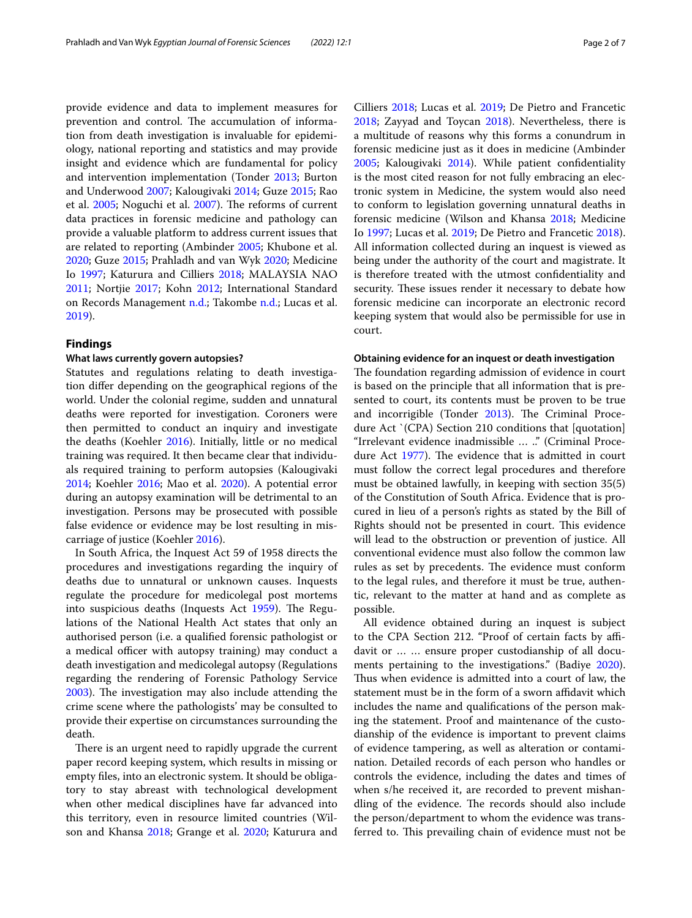provide evidence and data to implement measures for prevention and control. The accumulation of information from death investigation is invaluable for epidemiology, national reporting and statistics and may provide insight and evidence which are fundamental for policy and intervention implementation (Tonder 2013; Burton and Underwood 2007; Kalougivaki 2014; Guze 2015; Rao et al. 2005; Noguchi et al. 2007). The reforms of current data practices in forensic medicine and pathology can provide a valuable platform to address current issues that are related to reporting (Ambinder 2005; Khubone et al. 2020; Guze 2015; Prahladh and van Wyk 2020; Medicine Io 1997; Katurura and Cilliers 2018; MALAYSIA NAO 2011; Nortjie 2017; Kohn 2012; International Standard on Records Management n.d.; Takombe n.d.; Lucas et al. 2019).

## Findings

### What laws currently govern autopsies?

Statutes and regulations relating to death investigation differ depending on the geographical regions of the world. Under the colonial regime, sudden and unnatural deaths were reported for investigation. Coroners were then permitted to conduct an inquiry and investigate the deaths (Koehler 2016). Initially, little or no medical training was required. It then became clear that individuals required training to perform autopsies (Kalougivaki 2014; Koehler 2016; Mao et al. 2020). A potential error during an autopsy examination will be detrimental to an investigation. Persons may be prosecuted with possible false evidence or evidence may be lost resulting in miscarriage of justice (Koehler 2016).

In South Africa, the Inquest Act 59 of 1958 directs the procedures and investigations regarding the inquiry of deaths due to unnatural or unknown causes. Inquests regulate the procedure for medicolegal post mortems into suspicious deaths (Inquests Act 1959). The Regulations of the National Health Act states that only an authorised person (i.e. a qualified forensic pathologist or a medical officer with autopsy training) may conduct a death investigation and medicolegal autopsy (Regulations regarding the rendering of Forensic Pathology Service 2003). The investigation may also include attending the crime scene where the pathologists' may be consulted to provide their expertise on circumstances surrounding the death.

There is an urgent need to rapidly upgrade the current paper record keeping system, which results in missing or empty files, into an electronic system. It should be obligatory to stay abreast with technological development when other medical disciplines have far advanced into this territory, even in resource limited countries (Wilson and Khansa 2018; Grange et al. 2020; Katurura and Cilliers 2018; Lucas et al. 2019; De Pietro and Francetic 2018; Zayyad and Toycan 2018). Nevertheless, there is a multitude of reasons why this forms a conundrum in forensic medicine just as it does in medicine (Ambinder 2005; Kalougivaki 2014). While patient confidentiality is the most cited reason for not fully embracing an electronic system in Medicine, the system would also need to conform to legislation governing unnatural deaths in forensic medicine (Wilson and Khansa 2018; Medicine Io 1997; Lucas et al. 2019; De Pietro and Francetic 2018). All information collected during an inquest is viewed as being under the authority of the court and magistrate. It is therefore treated with the utmost confidentiality and security. These issues render it necessary to debate how forensic medicine can incorporate an electronic record keeping system that would also be permissible for use in court.

### Obtaining evidence for an inquest or death investigation

The foundation regarding admission of evidence in court is based on the principle that all information that is presented to court, its contents must be proven to be true and incorrigible (Tonder 2013). The Criminal Procedure Act `(CPA) Section 210 conditions that [quotation] "Irrelevant evidence inadmissible … .." (Criminal Procedure Act 1977). The evidence that is admitted in court must follow the correct legal procedures and therefore must be obtained lawfully, in keeping with section 35(5) of the Constitution of South Africa. Evidence that is procured in lieu of a person's rights as stated by the Bill of Rights should not be presented in court. This evidence will lead to the obstruction or prevention of justice. All conventional evidence must also follow the common law rules as set by precedents. The evidence must conform to the legal rules, and therefore it must be true, authentic, relevant to the matter at hand and as complete as possible.

All evidence obtained during an inquest is subject to the CPA Section 212. "Proof of certain facts by affidavit or … … ensure proper custodianship of all documents pertaining to the investigations." (Badiye 2020). Thus when evidence is admitted into a court of law, the statement must be in the form of a sworn affidavit which includes the name and qualifications of the person making the statement. Proof and maintenance of the custodianship of the evidence is important to prevent claims of evidence tampering, as well as alteration or contamination. Detailed records of each person who handles or controls the evidence, including the dates and times of when s/he received it, are recorded to prevent mishandling of the evidence. The records should also include the person/department to whom the evidence was transferred to. This prevailing chain of evidence must not be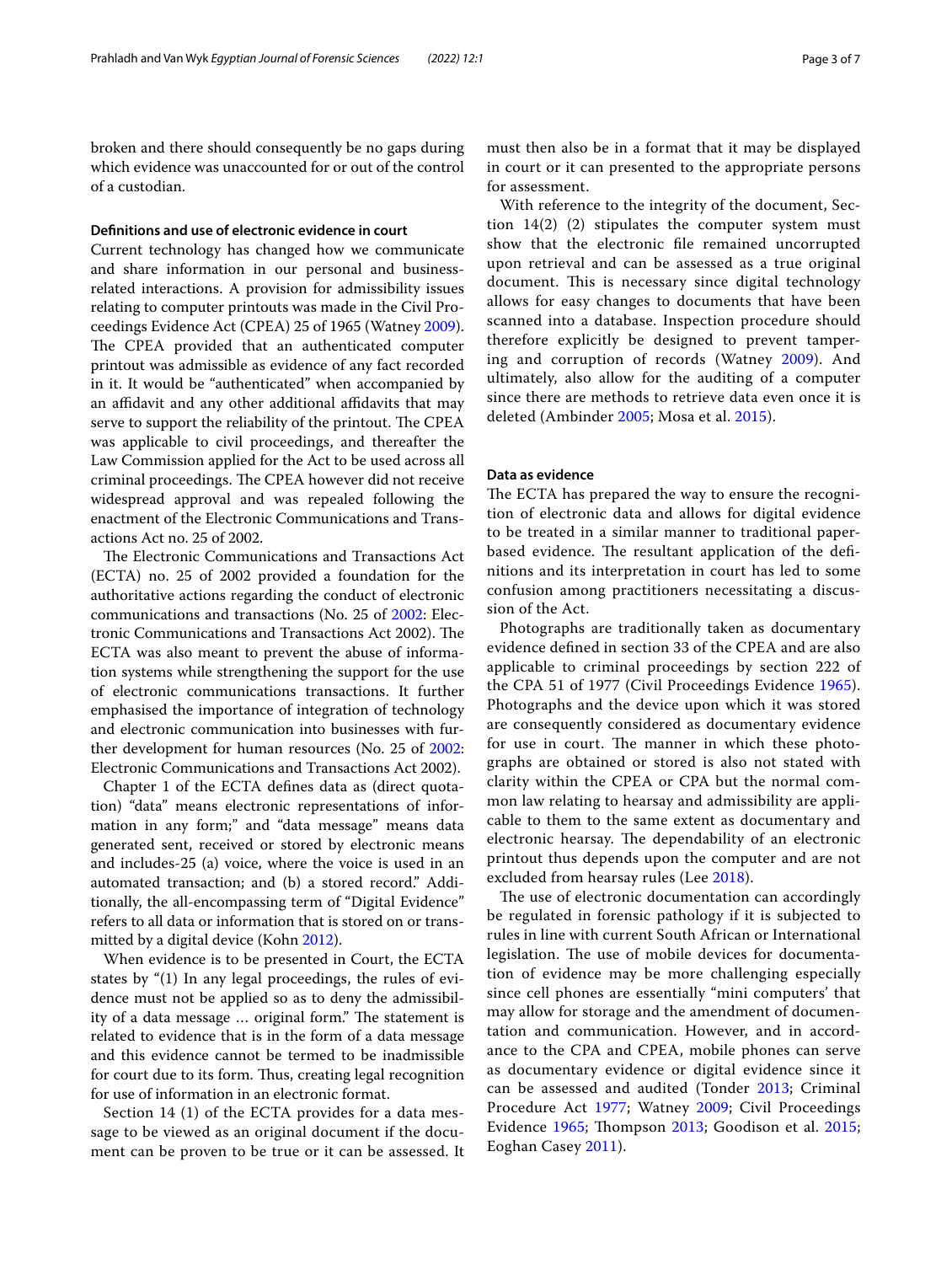broken and there should consequently be no gaps during which evidence was unaccounted for or out of the control of a custodian.

#### Definitions and use of electronic evidence in court

Current technology has changed how we communicate and share information in our personal and business-related interactions. A provision for admissibility issues relating to computer printouts was made in the Civil Proceedings Evidence Act (CPEA) 25 of 1965 (Watney 2009). The CPEA provided that an authenticated computer printout was admissible as evidence of any fact recorded in it. It would be "authenticated" when accompanied by an affidavit and any other additional affidavits that may serve to support the reliability of the printout. The CPEA was applicable to civil proceedings, and thereafter the Law Commission applied for the Act to be used across all criminal proceedings. The CPEA however did not receive widespread approval and was repealed following the enactment of the Electronic Communications and Transactions Act no. 25 of 2002.

The Electronic Communications and Transactions Act (ECTA) no. 25 of 2002 provided a foundation for the authoritative actions regarding the conduct of electronic communications and transactions (No. 25 of 2002: Electronic Communications and Transactions Act 2002). The ECTA was also meant to prevent the abuse of information systems while strengthening the support for the use of electronic communications transactions. It further emphasised the importance of integration of technology and electronic communication into businesses with further development for human resources (No. 25 of 2002: Electronic Communications and Transactions Act 2002).

Chapter 1 of the ECTA defines data as (direct quotation) "data" means electronic representations of information in any form;" and "data message" means data generated sent, received or stored by electronic means and includes-25 (a) voice, where the voice is used in an automated transaction; and (b) a stored record." Additionally, the all-encompassing term of "Digital Evidence" refers to all data or information that is stored on or transmitted by a digital device (Kohn 2012).

When evidence is to be presented in Court, the ECTA states by "(1) In any legal proceedings, the rules of evidence must not be applied so as to deny the admissibility of a data message … original form." The statement is related to evidence that is in the form of a data message and this evidence cannot be termed to be inadmissible for court due to its form. Thus, creating legal recognition for use of information in an electronic format.

Section 14 (1) of the ECTA provides for a data message to be viewed as an original document if the document can be proven to be true or it can be assessed. It must then also be in a format that it may be displayed in court or it can presented to the appropriate persons for assessment.

With reference to the integrity of the document, Section 14(2) (2) stipulates the computer system must show that the electronic file remained uncorrupted upon retrieval and can be assessed as a true original document. This is necessary since digital technology allows for easy changes to documents that have been scanned into a database. Inspection procedure should therefore explicitly be designed to prevent tampering and corruption of records (Watney 2009). And ultimately, also allow for the auditing of a computer since there are methods to retrieve data even once it is deleted (Ambinder 2005; Mosa et al. 2015).

#### Data as evidence

The ECTA has prepared the way to ensure the recognition of electronic data and allows for digital evidence to be treated in a similar manner to traditional paper-based evidence. The resultant application of the definitions and its interpretation in court has led to some confusion among practitioners necessitating a discussion of the Act.

Photographs are traditionally taken as documentary evidence defined in section 33 of the CPEA and are also applicable to criminal proceedings by section 222 of the CPA 51 of 1977 (Civil Proceedings Evidence 1965). Photographs and the device upon which it was stored are consequently considered as documentary evidence for use in court. The manner in which these photographs are obtained or stored is also not stated with clarity within the CPEA or CPA but the normal common law relating to hearsay and admissibility are applicable to them to the same extent as documentary and electronic hearsay. The dependability of an electronic printout thus depends upon the computer and are not excluded from hearsay rules (Lee 2018).

The use of electronic documentation can accordingly be regulated in forensic pathology if it is subjected to rules in line with current South African or International legislation. The use of mobile devices for documentation of evidence may be more challenging especially since cell phones are essentially "mini computers' that may allow for storage and the amendment of documentation and communication. However, and in accordance to the CPA and CPEA, mobile phones can serve as documentary evidence or digital evidence since it can be assessed and audited (Tonder 2013; Criminal Procedure Act 1977; Watney 2009; Civil Proceedings Evidence 1965; Thompson 2013; Goodison et al. 2015; Eoghan Casey 2011).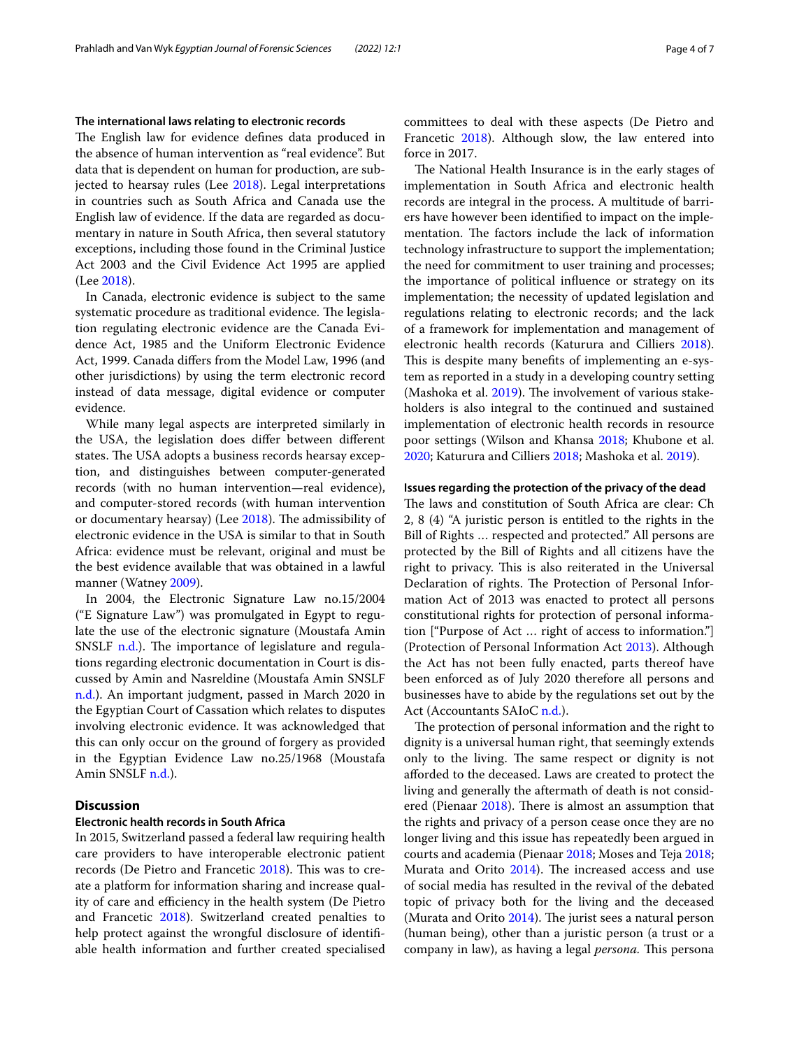### The international laws relating to electronic records

The English law for evidence defines data produced in the absence of human intervention as "real evidence". But data that is dependent on human for production, are subjected to hearsay rules (Lee 2018). Legal interpretations in countries such as South Africa and Canada use the English law of evidence. If the data are regarded as documentary in nature in South Africa, then several statutory exceptions, including those found in the Criminal Justice Act 2003 and the Civil Evidence Act 1995 are applied (Lee 2018).

In Canada, electronic evidence is subject to the same systematic procedure as traditional evidence. The legislation regulating electronic evidence are the Canada Evidence Act, 1985 and the Uniform Electronic Evidence Act, 1999. Canada differs from the Model Law, 1996 (and other jurisdictions) by using the term electronic record instead of data message, digital evidence or computer evidence.

While many legal aspects are interpreted similarly in the USA, the legislation does differ between different states. The USA adopts a business records hearsay exception, and distinguishes between computer-generated records (with no human intervention—real evidence), and computer-stored records (with human intervention or documentary hearsay) (Lee 2018). The admissibility of electronic evidence in the USA is similar to that in South Africa: evidence must be relevant, original and must be the best evidence available that was obtained in a lawful manner (Watney 2009).

In 2004, the Electronic Signature Law no.15/2004 ("E Signature Law") was promulgated in Egypt to regulate the use of the electronic signature (Moustafa Amin SNSLF n.d.). The importance of legislature and regulations regarding electronic documentation in Court is discussed by Amin and Nasreldine (Moustafa Amin SNSLF n.d.). An important judgment, passed in March 2020 in the Egyptian Court of Cassation which relates to disputes involving electronic evidence. It was acknowledged that this can only occur on the ground of forgery as provided in the Egyptian Evidence Law no.25/1968 (Moustafa Amin SNSLF n.d.).

## Discussion

### Electronic health records in South Africa

In 2015, Switzerland passed a federal law requiring health care providers to have interoperable electronic patient records (De Pietro and Francetic 2018). This was to create a platform for information sharing and increase quality of care and efficiency in the health system (De Pietro and Francetic 2018). Switzerland created penalties to help protect against the wrongful disclosure of identifiable health information and further created specialised committees to deal with these aspects (De Pietro and Francetic 2018). Although slow, the law entered into force in 2017.

The National Health Insurance is in the early stages of implementation in South Africa and electronic health records are integral in the process. A multitude of barriers have however been identified to impact on the implementation. The factors include the lack of information technology infrastructure to support the implementation; the need for commitment to user training and processes; the importance of political influence or strategy on its implementation; the necessity of updated legislation and regulations relating to electronic records; and the lack of a framework for implementation and management of electronic health records (Katurura and Cilliers 2018). This is despite many benefits of implementing an e-system as reported in a study in a developing country setting (Mashoka et al. 2019). The involvement of various stakeholders is also integral to the continued and sustained implementation of electronic health records in resource poor settings (Wilson and Khansa 2018; Khubone et al. 2020; Katurura and Cilliers 2018; Mashoka et al. 2019).

### Issues regarding the protection of the privacy of the dead

The laws and constitution of South Africa are clear: Ch 2, 8 (4) "A juristic person is entitled to the rights in the Bill of Rights … respected and protected." All persons are protected by the Bill of Rights and all citizens have the right to privacy. This is also reiterated in the Universal Declaration of rights. The Protection of Personal Information Act of 2013 was enacted to protect all persons constitutional rights for protection of personal information ["Purpose of Act … right of access to information."] (Protection of Personal Information Act 2013). Although the Act has not been fully enacted, parts thereof have been enforced as of July 2020 therefore all persons and businesses have to abide by the regulations set out by the Act (Accountants SAIoC n.d.).

The protection of personal information and the right to dignity is a universal human right, that seemingly extends only to the living. The same respect or dignity is not afforded to the deceased. Laws are created to protect the living and generally the aftermath of death is not considered (Pienaar 2018). There is almost an assumption that the rights and privacy of a person cease once they are no longer living and this issue has repeatedly been argued in courts and academia (Pienaar 2018; Moses and Teja 2018; Murata and Orito 2014). The increased access and use of social media has resulted in the revival of the debated topic of privacy both for the living and the deceased (Murata and Orito 2014). The jurist sees a natural person (human being), other than a juristic person (a trust or a company in law), as having a legal *persona.* This persona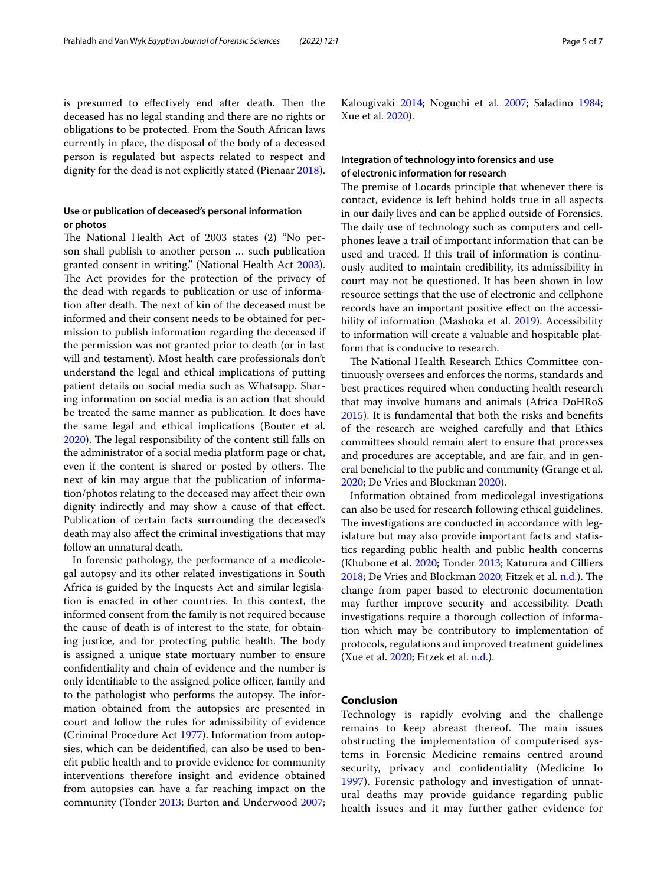is presumed to effectively end after death. Then the deceased has no legal standing and there are no rights or obligations to be protected. From the South African laws currently in place, the disposal of the body of a deceased person is regulated but aspects related to respect and dignity for the dead is not explicitly stated (Pienaar 2018).

#### Use or publication of deceased's personal information or photos

The National Health Act of 2003 states (2) "No person shall publish to another person … such publication granted consent in writing." (National Health Act 2003). The Act provides for the protection of the privacy of the dead with regards to publication or use of information after death. The next of kin of the deceased must be informed and their consent needs to be obtained for permission to publish information regarding the deceased if the permission was not granted prior to death (or in last will and testament). Most health care professionals don't understand the legal and ethical implications of putting patient details on social media such as Whatsapp. Sharing information on social media is an action that should be treated the same manner as publication. It does have the same legal and ethical implications (Bouter et al. 2020). The legal responsibility of the content still falls on the administrator of a social media platform page or chat, even if the content is shared or posted by others. The next of kin may argue that the publication of information/photos relating to the deceased may affect their own dignity indirectly and may show a cause of that effect. Publication of certain facts surrounding the deceased's death may also affect the criminal investigations that may follow an unnatural death.

In forensic pathology, the performance of a medicolegal autopsy and its other related investigations in South Africa is guided by the Inquests Act and similar legislation is enacted in other countries. In this context, the informed consent from the family is not required because the cause of death is of interest to the state, for obtaining justice, and for protecting public health. The body is assigned a unique state mortuary number to ensure confidentiality and chain of evidence and the number is only identifiable to the assigned police officer, family and to the pathologist who performs the autopsy. The information obtained from the autopsies are presented in court and follow the rules for admissibility of evidence (Criminal Procedure Act 1977). Information from autopsies, which can be deidentified, can also be used to benefit public health and to provide evidence for community interventions therefore insight and evidence obtained from autopsies can have a far reaching impact on the community (Tonder 2013; Burton and Underwood 2007; Kalougivaki 2014; Noguchi et al. 2007; Saladino 1984; Xue et al. 2020).

#### Integration of technology into forensics and use of electronic information for research

The premise of Locards principle that whenever there is contact, evidence is left behind holds true in all aspects in our daily lives and can be applied outside of Forensics. The daily use of technology such as computers and cellphones leave a trail of important information that can be used and traced. If this trail of information is continuously audited to maintain credibility, its admissibility in court may not be questioned. It has been shown in low resource settings that the use of electronic and cellphone records have an important positive effect on the accessibility of information (Mashoka et al. 2019). Accessibility to information will create a valuable and hospitable platform that is conducive to research.

The National Health Research Ethics Committee continuously oversees and enforces the norms, standards and best practices required when conducting health research that may involve humans and animals (Africa DoHRoS 2015). It is fundamental that both the risks and benefits of the research are weighed carefully and that Ethics committees should remain alert to ensure that processes and procedures are acceptable, and are fair, and in general beneficial to the public and community (Grange et al. 2020; De Vries and Blockman 2020).

Information obtained from medicolegal investigations can also be used for research following ethical guidelines. The investigations are conducted in accordance with legislature but may also provide important facts and statistics regarding public health and public health concerns (Khubone et al. 2020; Tonder 2013; Katurura and Cilliers 2018; De Vries and Blockman 2020; Fitzek et al. n.d.). The change from paper based to electronic documentation may further improve security and accessibility. Death investigations require a thorough collection of information which may be contributory to implementation of protocols, regulations and improved treatment guidelines (Xue et al. 2020; Fitzek et al. n.d.).

## Conclusion

Technology is rapidly evolving and the challenge remains to keep abreast thereof. The main issues obstructing the implementation of computerised systems in Forensic Medicine remains centred around security, privacy and confidentiality (Medicine Io 1997). Forensic pathology and investigation of unnatural deaths may provide guidance regarding public health issues and it may further gather evidence for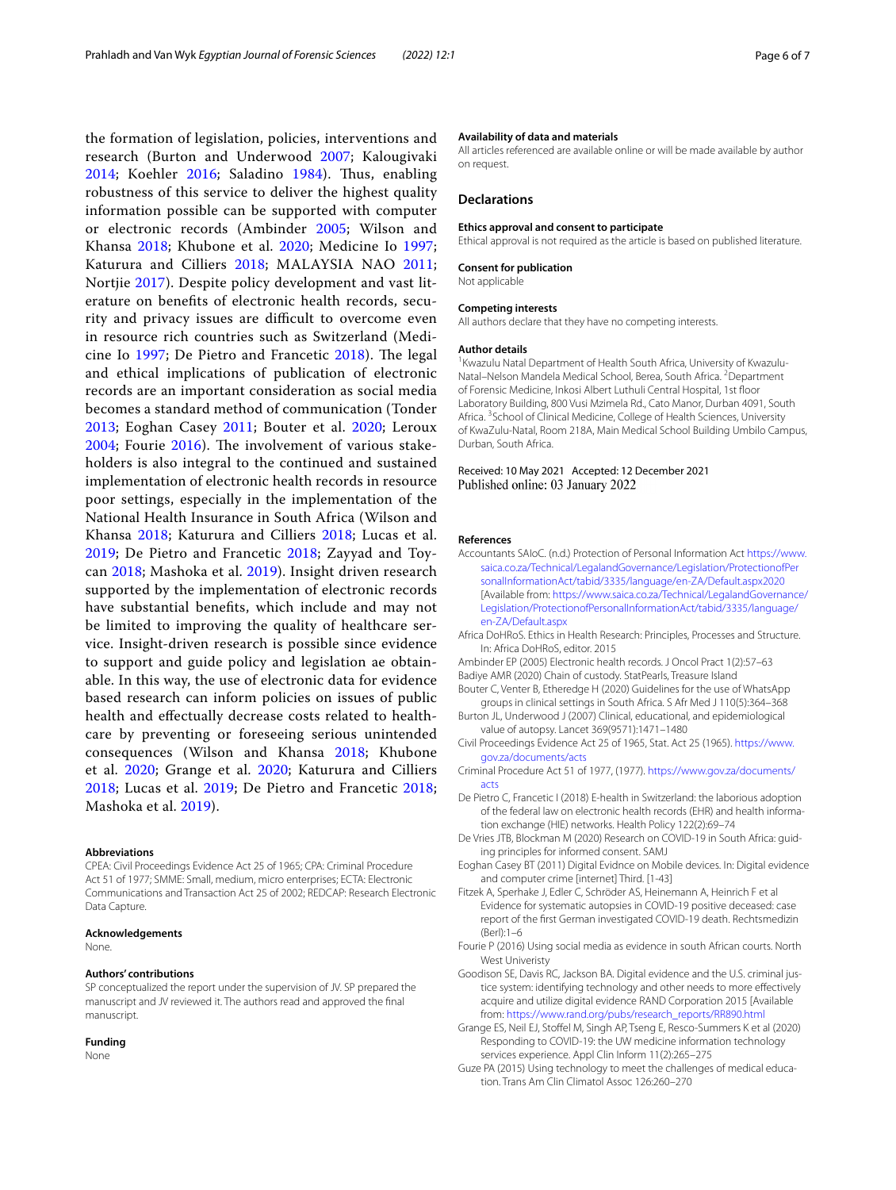the formation of legislation, policies, interventions and research (Burton and Underwood 2007; Kalougivaki 2014; Koehler 2016; Saladino 1984). Thus, enabling robustness of this service to deliver the highest quality information possible can be supported with computer or electronic records (Ambinder 2005; Wilson and Khansa 2018; Khubone et al. 2020; Medicine Io 1997; Katurura and Cilliers 2018; MALAYSIA NAO 2011; Nortjie 2017). Despite policy development and vast literature on benefits of electronic health records, security and privacy issues are difficult to overcome even in resource rich countries such as Switzerland (Medicine Io 1997; De Pietro and Francetic 2018). The legal and ethical implications of publication of electronic records are an important consideration as social media becomes a standard method of communication (Tonder 2013; Eoghan Casey 2011; Bouter et al. 2020; Leroux 2004; Fourie 2016). The involvement of various stakeholders is also integral to the continued and sustained implementation of electronic health records in resource poor settings, especially in the implementation of the National Health Insurance in South Africa (Wilson and Khansa 2018; Katurura and Cilliers 2018; Lucas et al. 2019; De Pietro and Francetic 2018; Zayyad and Toycan 2018; Mashoka et al. 2019). Insight driven research supported by the implementation of electronic records have substantial benefits, which include and may not be limited to improving the quality of healthcare service. Insight-driven research is possible since evidence to support and guide policy and legislation ae obtainable. In this way, the use of electronic data for evidence based research can inform policies on issues of public health and effectually decrease costs related to healthcare by preventing or foreseeing serious unintended consequences (Wilson and Khansa 2018; Khubone et al. 2020; Grange et al. 2020; Katurura and Cilliers 2018; Lucas et al. 2019; De Pietro and Francetic 2018; Mashoka et al. 2019).

#### Abbreviations
CPEA: Civil Proceedings Evidence Act 25 of 1965; CPA: Criminal Procedure Act 51 of 1977; SMME: Small, medium, micro enterprises; ECTA: Electronic Communications and Transaction Act 25 of 2002; REDCAP: Research Electronic Data Capture.

#### Acknowledgements
None.

#### Authors' contributions
SP conceptualized the report under the supervision of JV. SP prepared the manuscript and JV reviewed it. The authors read and approved the final manuscript.

#### Funding
None

#### Availability of data and materials
All articles referenced are available online or will be made available by author on request.

## Declarations

#### Ethics approval and consent to participate
Ethical approval is not required as the article is based on published literature.

#### Consent for publication
Not applicable

#### Competing interests
All authors declare that they have no competing interests.

#### Author details
[1]Kwazulu Natal Department of Health South Africa, University of Kwazulu-Natal–Nelson Mandela Medical School, Berea, South Africa. [2]Department of Forensic Medicine, Inkosi Albert Luthuli Central Hospital, 1st floor Laboratory Building, 800 Vusi Mzimela Rd., Cato Manor, Durban 4091, South Africa. [3]School of Clinical Medicine, College of Health Sciences, University of KwaZulu-Natal, Room 218A, Main Medical School Building Umbilo Campus, Durban, South Africa.

Received: 10 May 2021 Accepted: 12 December 2021
Published online: 03 January 2022

## References

- Accountants SAIoC. (n.d.) Protection of Personal Information Act https://www.saica.co.za/Technical/LegalandGovernance/Legislation/ProtectionofPersonalInformationAct/tabid/3335/language/en-ZA/Default.aspx2020 [Available from: https://www.saica.co.za/Technical/LegalandGovernance/Legislation/ProtectionofPersonalInformationAct/tabid/3335/language/en-ZA/Default.aspx
- Africa DoHRoS. Ethics in Health Research: Principles, Processes and Structure. In: Africa DoHRoS, editor. 2015
- Ambinder EP (2005) Electronic health records. J Oncol Pract 1(2):57–63
- Badiye AMR (2020) Chain of custody. StatPearls, Treasure Island
- Bouter C, Venter B, Etheredge H (2020) Guidelines for the use of WhatsApp groups in clinical settings in South Africa. S Afr Med J 110(5):364–368
- Burton JL, Underwood J (2007) Clinical, educational, and epidemiological value of autopsy. Lancet 369(9571):1471–1480
- Civil Proceedings Evidence Act 25 of 1965, Stat. Act 25 (1965). https://www.gov.za/documents/acts
- Criminal Procedure Act 51 of 1977, (1977). https://www.gov.za/documents/acts
- De Pietro C, Francetic I (2018) E-health in Switzerland: the laborious adoption of the federal law on electronic health records (EHR) and health information exchange (HIE) networks. Health Policy 122(2):69–74
- De Vries JTB, Blockman M (2020) Research on COVID-19 in South Africa: guiding principles for informed consent. SAMJ
- Eoghan Casey BT (2011) Digital Evidnce on Mobile devices. In: Digital evidence and computer crime [internet] Third. [1-43]
- Fitzek A, Sperhake J, Edler C, Schröder AS, Heinemann A, Heinrich F et al Evidence for systematic autopsies in COVID-19 positive deceased: case report of the first German investigated COVID-19 death. Rechtsmedizin (Berl):1–6
- Fourie P (2016) Using social media as evidence in south African courts. North West Univeristy
- Goodison SE, Davis RC, Jackson BA. Digital evidence and the U.S. criminal justice system: identifying technology and other needs to more effectively acquire and utilize digital evidence RAND Corporation 2015 [Available from: https://www.rand.org/pubs/research_reports/RR890.html
- Grange ES, Neil EJ, Stoffel M, Singh AP, Tseng E, Resco-Summers K et al (2020) Responding to COVID-19: the UW medicine information technology services experience. Appl Clin Inform 11(2):265–275
- Guze PA (2015) Using technology to meet the challenges of medical education. Trans Am Clin Climatol Assoc 126:260–270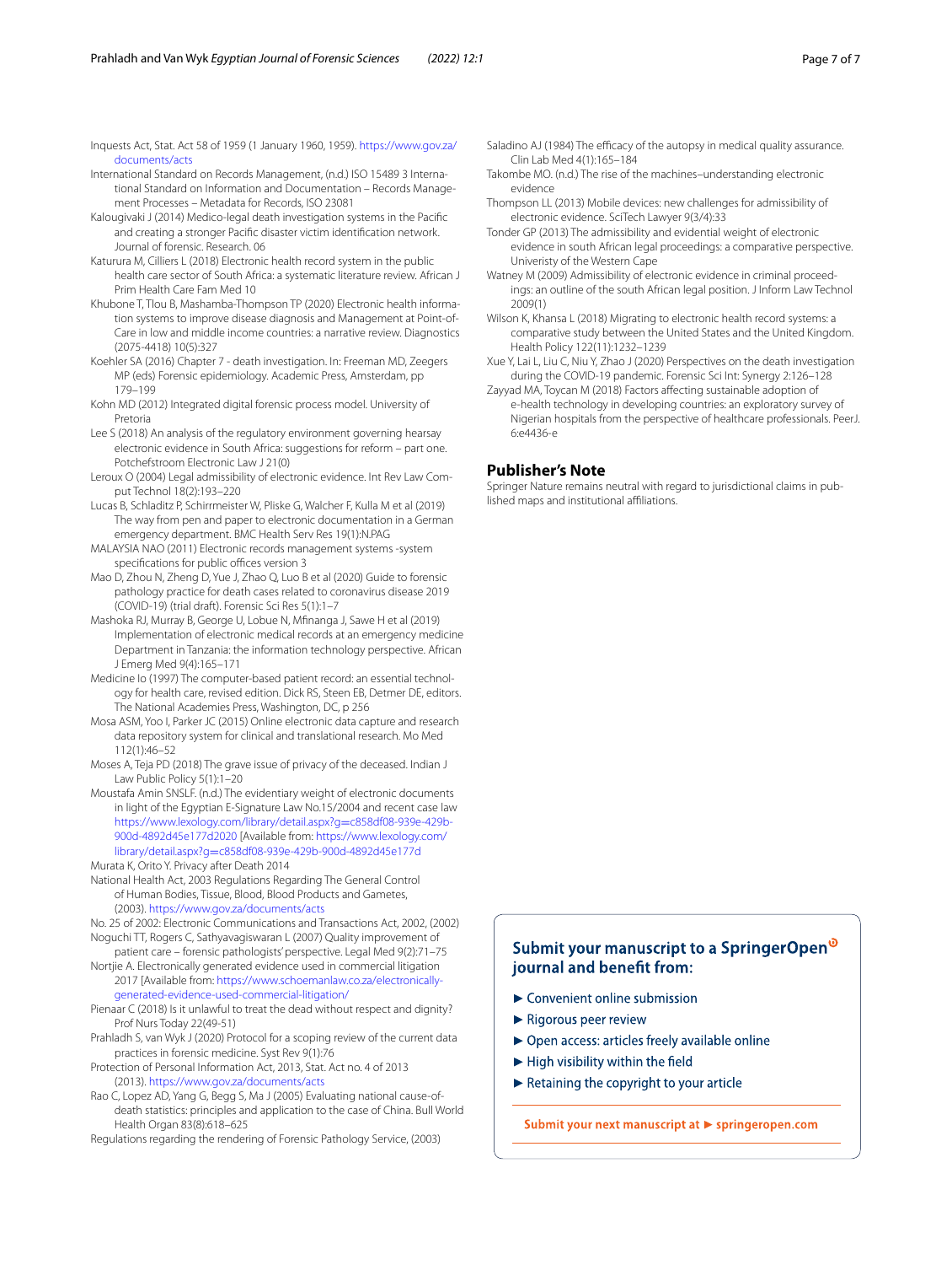Inquests Act, Stat. Act 58 of 1959 (1 January 1960, 1959). https://www.gov.za/documents/acts

International Standard on Records Management, (n.d.) ISO 15489 3 International Standard on Information and Documentation – Records Management Processes – Metadata for Records, ISO 23081

Kalougivaki J (2014) Medico-legal death investigation systems in the Pacific and creating a stronger Pacific disaster victim identification network. Journal of forensic. Research. 06

Katurura M, Cilliers L (2018) Electronic health record system in the public health care sector of South Africa: a systematic literature review. African J Prim Health Care Fam Med 10

Khubone T, Tlou B, Mashamba-Thompson TP (2020) Electronic health information systems to improve disease diagnosis and Management at Point-of-Care in low and middle income countries: a narrative review. Diagnostics (2075-4418) 10(5):327

Koehler SA (2016) Chapter 7 - death investigation. In: Freeman MD, Zeegers MP (eds) Forensic epidemiology. Academic Press, Amsterdam, pp 179–199

Kohn MD (2012) Integrated digital forensic process model. University of Pretoria

Lee S (2018) An analysis of the regulatory environment governing hearsay electronic evidence in South Africa: suggestions for reform – part one. Potchefstroom Electronic Law J 21(0)

Leroux O (2004) Legal admissibility of electronic evidence. Int Rev Law Comput Technol 18(2):193–220

Lucas B, Schladitz P, Schirrmeister W, Pliske G, Walcher F, Kulla M et al (2019) The way from pen and paper to electronic documentation in a German emergency department. BMC Health Serv Res 19(1):N.PAG

MALAYSIA NAO (2011) Electronic records management systems -system specifications for public offices version 3

Mao D, Zhou N, Zheng D, Yue J, Zhao Q, Luo B et al (2020) Guide to forensic pathology practice for death cases related to coronavirus disease 2019 (COVID-19) (trial draft). Forensic Sci Res 5(1):1–7

Mashoka RJ, Murray B, George U, Lobue N, Mfinanga J, Sawe H et al (2019) Implementation of electronic medical records at an emergency medicine Department in Tanzania: the information technology perspective. African J Emerg Med 9(4):165–171

Medicine Io (1997) The computer-based patient record: an essential technology for health care, revised edition. Dick RS, Steen EB, Detmer DE, editors. The National Academies Press, Washington, DC, p 256

Mosa ASM, Yoo I, Parker JC (2015) Online electronic data capture and research data repository system for clinical and translational research. Mo Med 112(1):46–52

Moses A, Teja PD (2018) The grave issue of privacy of the deceased. Indian J Law Public Policy 5(1):1–20

Moustafa Amin SNSLF. (n.d.) The evidentiary weight of electronic documents in light of the Egyptian E-Signature Law No.15/2004 and recent case law https://www.lexology.com/library/detail.aspx?g=c858df08-939e-429b-900d-4892d45e177d2020 [Available from: https://www.lexology.com/library/detail.aspx?g=c858df08-939e-429b-900d-4892d45e177d

Murata K, Orito Y. Privacy after Death 2014

National Health Act, 2003 Regulations Regarding The General Control of Human Bodies, Tissue, Blood, Blood Products and Gametes, (2003). https://www.gov.za/documents/acts

No. 25 of 2002: Electronic Communications and Transactions Act, 2002, (2002)

Noguchi TT, Rogers C, Sathyavagiswaran L (2007) Quality improvement of patient care – forensic pathologists' perspective. Legal Med 9(2):71–75

Nortjie A. Electronically generated evidence used in commercial litigation 2017 [Available from: https://www.schoemanlaw.co.za/electronically-generated-evidence-used-commercial-litigation/

Pienaar C (2018) Is it unlawful to treat the dead without respect and dignity? Prof Nurs Today 22(49-51)

Prahladh S, van Wyk J (2020) Protocol for a scoping review of the current data practices in forensic medicine. Syst Rev 9(1):76

Protection of Personal Information Act, 2013, Stat. Act no. 4 of 2013 (2013). https://www.gov.za/documents/acts

Rao C, Lopez AD, Yang G, Begg S, Ma J (2005) Evaluating national cause-of-death statistics: principles and application to the case of China. Bull World Health Organ 83(8):618–625

Regulations regarding the rendering of Forensic Pathology Service, (2003)

Saladino AJ (1984) The efficacy of the autopsy in medical quality assurance. Clin Lab Med 4(1):165–184

Takombe MO. (n.d.) The rise of the machines–understanding electronic evidence

Thompson LL (2013) Mobile devices: new challenges for admissibility of electronic evidence. SciTech Lawyer 9(3/4):33

Tonder GP (2013) The admissibility and evidential weight of electronic evidence in south African legal proceedings: a comparative perspective. Univeristy of the Western Cape

Watney M (2009) Admissibility of electronic evidence in criminal proceedings: an outline of the south African legal position. J Inform Law Technol 2009(1)

Wilson K, Khansa L (2018) Migrating to electronic health record systems: a comparative study between the United States and the United Kingdom. Health Policy 122(11):1232–1239

Xue Y, Lai L, Liu C, Niu Y, Zhao J (2020) Perspectives on the death investigation during the COVID-19 pandemic. Forensic Sci Int: Synergy 2:126–128

Zayyad MA, Toycan M (2018) Factors affecting sustainable adoption of e-health technology in developing countries: an exploratory survey of Nigerian hospitals from the perspective of healthcare professionals. PeerJ. 6:e4436-e

## Publisher's Note

Springer Nature remains neutral with regard to jurisdictional claims in published maps and institutional affiliations.

**Submit your manuscript to a SpringerOpen journal and benefit from:**

- ► Convenient online submission
- ► Rigorous peer review
- ► Open access: articles freely available online
- ► High visibility within the field
- ► Retaining the copyright to your article

**Submit your next manuscript at ► springeropen.com**